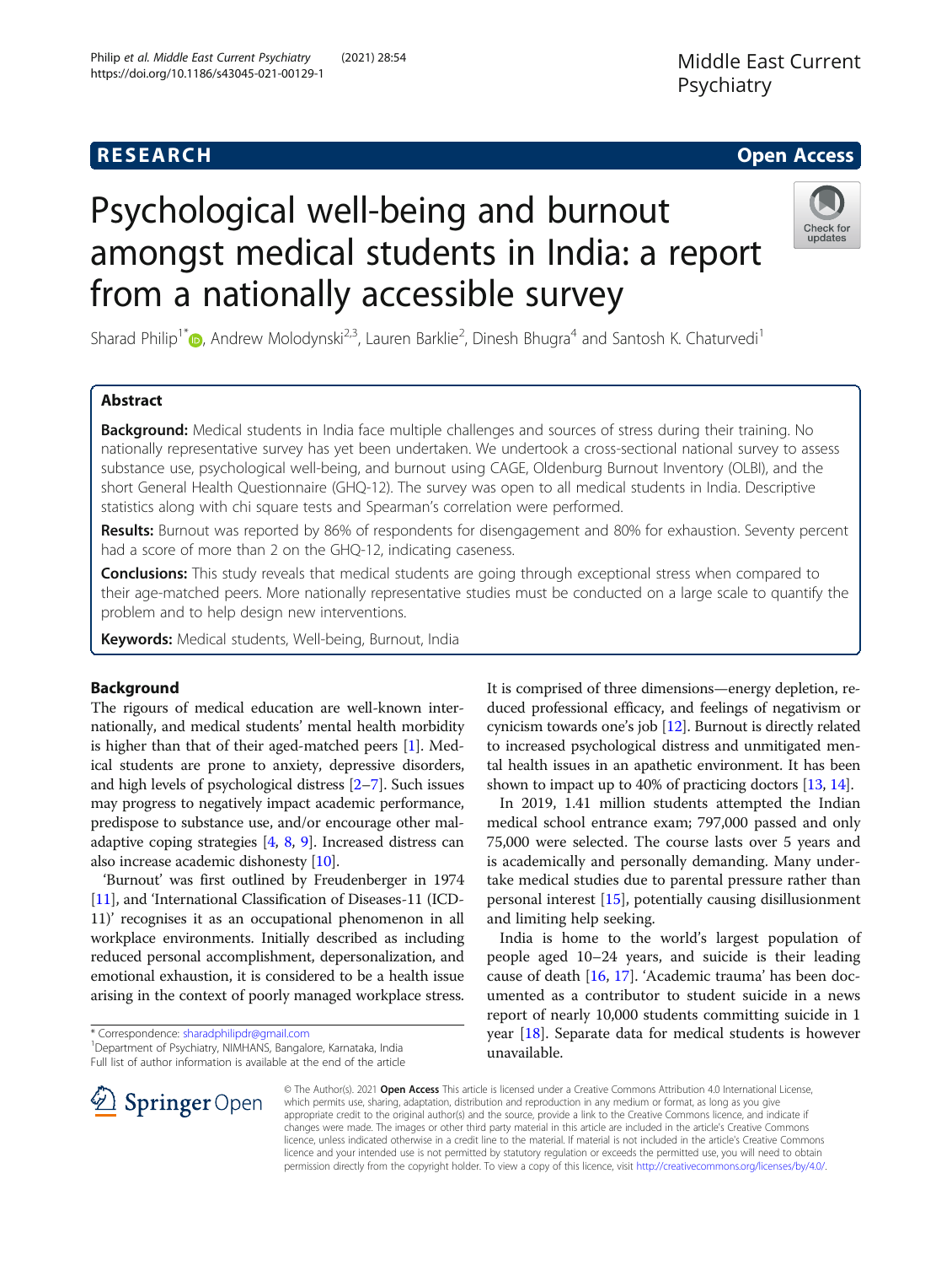RESEARCH Open Access

# Psychological well-being and burnout amongst medical students in India: a report from a nationally accessible survey

Sharad Philip[1*], Andrew Molodynski[2,3], Lauren Barklie[2], Dinesh Bhugra[4] and Santosh K. Chaturvedi[1]

## Abstract

**Background:** Medical students in India face multiple challenges and sources of stress during their training. No nationally representative survey has yet been undertaken. We undertook a cross-sectional national survey to assess substance use, psychological well-being, and burnout using CAGE, Oldenburg Burnout Inventory (OLBI), and the short General Health Questionnaire (GHQ-12). The survey was open to all medical students in India. Descriptive statistics along with chi square tests and Spearman's correlation were performed.

**Results:** Burnout was reported by 86% of respondents for disengagement and 80% for exhaustion. Seventy percent had a score of more than 2 on the GHQ-12, indicating caseness.

**Conclusions:** This study reveals that medical students are going through exceptional stress when compared to their age-matched peers. More nationally representative studies must be conducted on a large scale to quantify the problem and to help design new interventions.

**Keywords:** Medical students, Well-being, Burnout, India

## Background

The rigours of medical education are well-known internationally, and medical students' mental health morbidity is higher than that of their aged-matched peers [1]. Medical students are prone to anxiety, depressive disorders, and high levels of psychological distress [2–7]. Such issues may progress to negatively impact academic performance, predispose to substance use, and/or encourage other maladaptive coping strategies [4, 8, 9]. Increased distress can also increase academic dishonesty [10].

'Burnout' was first outlined by Freudenberger in 1974 [11], and 'International Classification of Diseases-11 (ICD-11)' recognises it as an occupational phenomenon in all workplace environments. Initially described as including reduced personal accomplishment, depersonalization, and emotional exhaustion, it is considered to be a health issue arising in the context of poorly managed workplace stress. It is comprised of three dimensions—energy depletion, reduced professional efficacy, and feelings of negativism or cynicism towards one's job [12]. Burnout is directly related to increased psychological distress and unmitigated mental health issues in an apathetic environment. It has been shown to impact up to 40% of practicing doctors [13, 14].

In 2019, 1.41 million students attempted the Indian medical school entrance exam; 797,000 passed and only 75,000 were selected. The course lasts over 5 years and is academically and personally demanding. Many undertake medical studies due to parental pressure rather than personal interest [15], potentially causing disillusionment and limiting help seeking.

India is home to the world's largest population of people aged 10–24 years, and suicide is their leading cause of death [16, 17]. 'Academic trauma' has been documented as a contributor to student suicide in a news report of nearly 10,000 students committing suicide in 1 year [18]. Separate data for medical students is however unavailable.

* Correspondence: sharadphilipdr@gmail.com
[1]Department of Psychiatry, NIMHANS, Bangalore, Karnataka, India
Full list of author information is available at the end of the article

© The Author(s). 2021 **Open Access** This article is licensed under a Creative Commons Attribution 4.0 International License, which permits use, sharing, adaptation, distribution and reproduction in any medium or format, as long as you give appropriate credit to the original author(s) and the source, provide a link to the Creative Commons licence, and indicate if changes were made. The images or other third party material in this article are included in the article's Creative Commons licence, unless indicated otherwise in a credit line to the material. If material is not included in the article's Creative Commons licence and your intended use is not permitted by statutory regulation or exceeds the permitted use, you will need to obtain permission directly from the copyright holder. To view a copy of this licence, visit http://creativecommons.org/licenses/by/4.0/.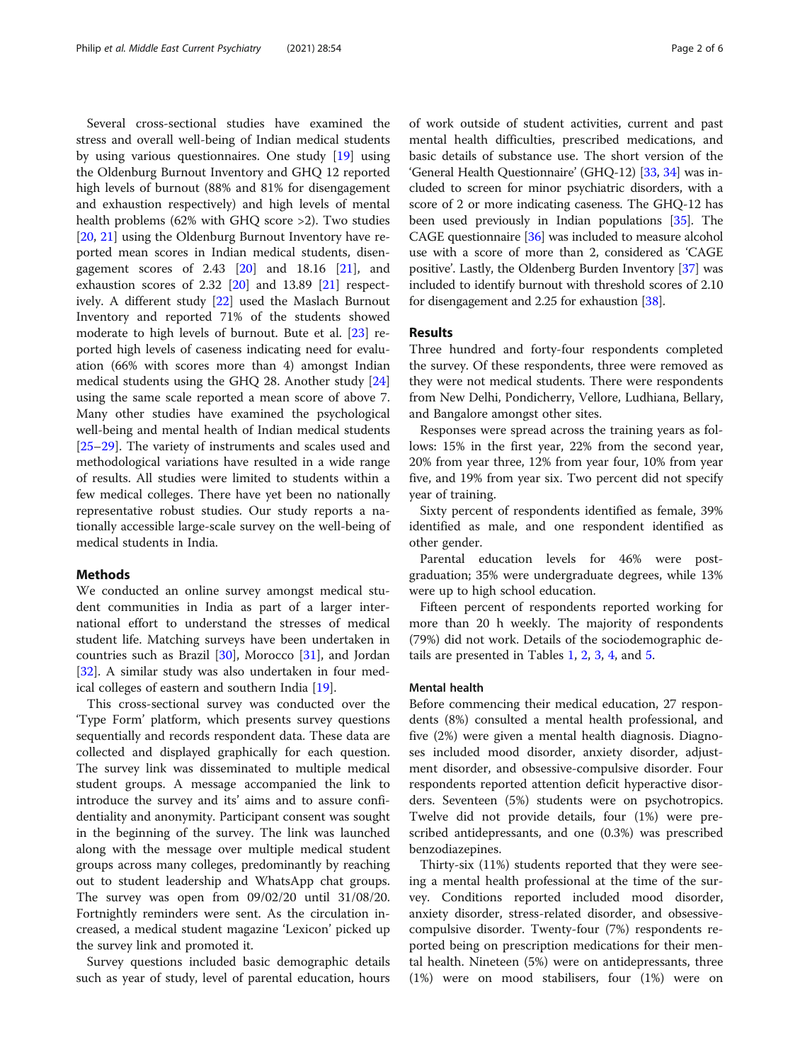Several cross-sectional studies have examined the stress and overall well-being of Indian medical students by using various questionnaires. One study [19] using the Oldenburg Burnout Inventory and GHQ 12 reported high levels of burnout (88% and 81% for disengagement and exhaustion respectively) and high levels of mental health problems (62% with GHQ score >2). Two studies [20, 21] using the Oldenburg Burnout Inventory have reported mean scores in Indian medical students, disengagement scores of 2.43 [20] and 18.16 [21], and exhaustion scores of 2.32 [20] and 13.89 [21] respectively. A different study [22] used the Maslach Burnout Inventory and reported 71% of the students showed moderate to high levels of burnout. Bute et al. [23] reported high levels of caseness indicating need for evaluation (66% with scores more than 4) amongst Indian medical students using the GHQ 28. Another study [24] using the same scale reported a mean score of above 7. Many other studies have examined the psychological well-being and mental health of Indian medical students [25–29]. The variety of instruments and scales used and methodological variations have resulted in a wide range of results. All studies were limited to students within a few medical colleges. There have yet been no nationally representative robust studies. Our study reports a nationally accessible large-scale survey on the well-being of medical students in India.

## Methods

We conducted an online survey amongst medical student communities in India as part of a larger international effort to understand the stresses of medical student life. Matching surveys have been undertaken in countries such as Brazil [30], Morocco [31], and Jordan [32]. A similar study was also undertaken in four medical colleges of eastern and southern India [19].

This cross-sectional survey was conducted over the 'Type Form' platform, which presents survey questions sequentially and records respondent data. These data are collected and displayed graphically for each question. The survey link was disseminated to multiple medical student groups. A message accompanied the link to introduce the survey and its' aims and to assure confidentiality and anonymity. Participant consent was sought in the beginning of the survey. The link was launched along with the message over multiple medical student groups across many colleges, predominantly by reaching out to student leadership and WhatsApp chat groups. The survey was open from 09/02/20 until 31/08/20. Fortnightly reminders were sent. As the circulation increased, a medical student magazine 'Lexicon' picked up the survey link and promoted it.

Survey questions included basic demographic details such as year of study, level of parental education, hours of work outside of student activities, current and past mental health difficulties, prescribed medications, and basic details of substance use. The short version of the 'General Health Questionnaire' (GHQ-12) [33, 34] was included to screen for minor psychiatric disorders, with a score of 2 or more indicating caseness. The GHQ-12 has been used previously in Indian populations [35]. The CAGE questionnaire [36] was included to measure alcohol use with a score of more than 2, considered as 'CAGE positive'. Lastly, the Oldenberg Burden Inventory [37] was included to identify burnout with threshold scores of 2.10 for disengagement and 2.25 for exhaustion [38].

## Results

Three hundred and forty-four respondents completed the survey. Of these respondents, three were removed as they were not medical students. There were respondents from New Delhi, Pondicherry, Vellore, Ludhiana, Bellary, and Bangalore amongst other sites.

Responses were spread across the training years as follows: 15% in the first year, 22% from the second year, 20% from year three, 12% from year four, 10% from year five, and 19% from year six. Two percent did not specify year of training.

Sixty percent of respondents identified as female, 39% identified as male, and one respondent identified as other gender.

Parental education levels for 46% were post-graduation; 35% were undergraduate degrees, while 13% were up to high school education.

Fifteen percent of respondents reported working for more than 20 h weekly. The majority of respondents (79%) did not work. Details of the sociodemographic details are presented in Tables 1, 2, 3, 4, and 5.

### Mental health

Before commencing their medical education, 27 respondents (8%) consulted a mental health professional, and five (2%) were given a mental health diagnosis. Diagnoses included mood disorder, anxiety disorder, adjustment disorder, and obsessive-compulsive disorder. Four respondents reported attention deficit hyperactive disorders. Seventeen (5%) students were on psychotropics. Twelve did not provide details, four (1%) were prescribed antidepressants, and one (0.3%) was prescribed benzodiazepines.

Thirty-six (11%) students reported that they were seeing a mental health professional at the time of the survey. Conditions reported included mood disorder, anxiety disorder, stress-related disorder, and obsessive-compulsive disorder. Twenty-four (7%) respondents reported being on prescription medications for their mental health. Nineteen (5%) were on antidepressants, three (1%) were on mood stabilisers, four (1%) were on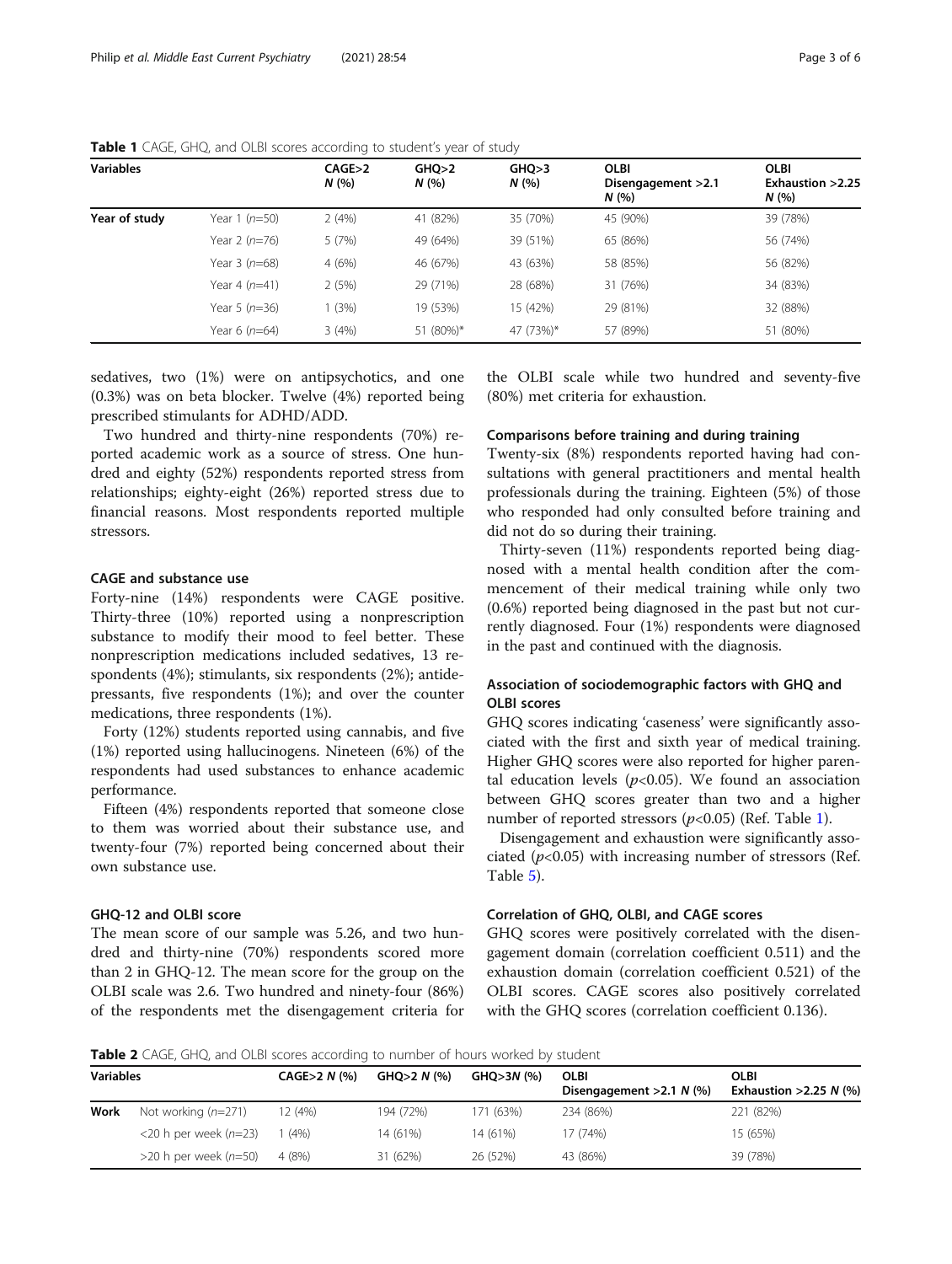**Table 1** CAGE, GHQ, and OLBI scores according to student's year of study

| Variables | | CAGE>2 *N* (%) | GHQ>2 *N* (%) | GHQ>3 *N* (%) | OLBI Disengagement >2.1 *N* (%) | OLBI Exhaustion >2.25 *N* (%) |
|---|---|---|---|---|---|---|
| **Year of study** | Year 1 (*n*=50) | 2 (4%) | 41 (82%) | 35 (70%) | 45 (90%) | 39 (78%) |
| | Year 2 (*n*=76) | 5 (7%) | 49 (64%) | 39 (51%) | 65 (86%) | 56 (74%) |
| | Year 3 (*n*=68) | 4 (6%) | 46 (67%) | 43 (63%) | 58 (85%) | 56 (82%) |
| | Year 4 (*n*=41) | 2 (5%) | 29 (71%) | 28 (68%) | 31 (76%) | 34 (83%) |
| | Year 5 (*n*=36) | 1 (3%) | 19 (53%) | 15 (42%) | 29 (81%) | 32 (88%) |
| | Year 6 (*n*=64) | 3 (4%) | 51 (80%)* | 47 (73%)* | 57 (89%) | 51 (80%) |

sedatives, two (1%) were on antipsychotics, and one (0.3%) was on beta blocker. Twelve (4%) reported being prescribed stimulants for ADHD/ADD.

Two hundred and thirty-nine respondents (70%) reported academic work as a source of stress. One hundred and eighty (52%) respondents reported stress from relationships; eighty-eight (26%) reported stress due to financial reasons. Most respondents reported multiple stressors.

### CAGE and substance use

Forty-nine (14%) respondents were CAGE positive. Thirty-three (10%) reported using a nonprescription substance to modify their mood to feel better. These nonprescription medications included sedatives, 13 respondents (4%); stimulants, six respondents (2%); antidepressants, five respondents (1%); and over the counter medications, three respondents (1%).

Forty (12%) students reported using cannabis, and five (1%) reported using hallucinogens. Nineteen (6%) of the respondents had used substances to enhance academic performance.

Fifteen (4%) respondents reported that someone close to them was worried about their substance use, and twenty-four (7%) reported being concerned about their own substance use.

### GHQ-12 and OLBI score

The mean score of our sample was 5.26, and two hundred and thirty-nine (70%) respondents scored more than 2 in GHQ-12. The mean score for the group on the OLBI scale was 2.6. Two hundred and ninety-four (86%) of the respondents met the disengagement criteria for the OLBI scale while two hundred and seventy-five (80%) met criteria for exhaustion.

### Comparisons before training and during training

Twenty-six (8%) respondents reported having had consultations with general practitioners and mental health professionals during the training. Eighteen (5%) of those who responded had only consulted before training and did not do so during their training.

Thirty-seven (11%) respondents reported being diagnosed with a mental health condition after the commencement of their medical training while only two (0.6%) reported being diagnosed in the past but not currently diagnosed. Four (1%) respondents were diagnosed in the past and continued with the diagnosis.

### Association of sociodemographic factors with GHQ and OLBI scores

GHQ scores indicating 'caseness' were significantly associated with the first and sixth year of medical training. Higher GHQ scores were also reported for higher parental education levels ($p<0.05$). We found an association between GHQ scores greater than two and a higher number of reported stressors ($p<0.05$) (Ref. Table 1).

Disengagement and exhaustion were significantly associated ($p<0.05$) with increasing number of stressors (Ref. Table 5).

### Correlation of GHQ, OLBI, and CAGE scores

GHQ scores were positively correlated with the disengagement domain (correlation coefficient 0.511) and the exhaustion domain (correlation coefficient 0.521) of the OLBI scores. CAGE scores also positively correlated with the GHQ scores (correlation coefficient 0.136).

**Table 2** CAGE, GHQ, and OLBI scores according to number of hours worked by student

| Variables | | CAGE>2 *N* (%) | GHQ>2 *N* (%) | GHQ>3*N* (%) | OLBI Disengagement >2.1 *N* (%) | OLBI Exhaustion >2.25 *N* (%) |
|---|---|---|---|---|---|---|
| **Work** | Not working (*n*=271) | 12 (4%) | 194 (72%) | 171 (63%) | 234 (86%) | 221 (82%) |
| | <20 h per week (*n*=23) | 1 (4%) | 14 (61%) | 14 (61%) | 17 (74%) | 15 (65%) |
| | >20 h per week (*n*=50) | 4 (8%) | 31 (62%) | 26 (52%) | 43 (86%) | 39 (78%) |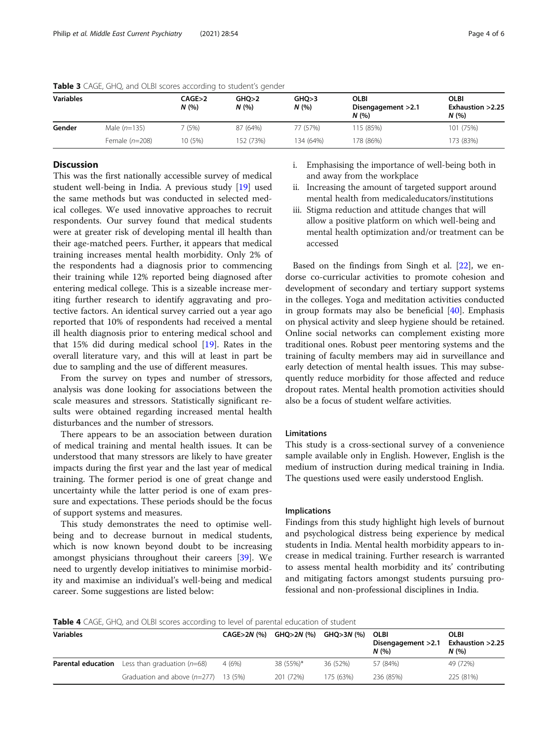**Table 3** CAGE, GHQ, and OLBI scores according to student's gender

| Variables | | CAGE>2 *N* (%) | GHQ>2 *N* (%) | GHQ>3 *N* (%) | OLBI Disengagement >2.1 *N* (%) | OLBI Exhaustion >2.25 *N* (%) |
|---|---|---|---|---|---|---|
| **Gender** | Male (*n*=135) | 7 (5%) | 87 (64%) | 77 (57%) | 115 (85%) | 101 (75%) |
| | Female (*n*=208) | 10 (5%) | 152 (73%) | 134 (64%) | 178 (86%) | 173 (83%) |

## Discussion

This was the first nationally accessible survey of medical student well-being in India. A previous study [19] used the same methods but was conducted in selected medical colleges. We used innovative approaches to recruit respondents. Our survey found that medical students were at greater risk of developing mental ill health than their age-matched peers. Further, it appears that medical training increases mental health morbidity. Only 2% of the respondents had a diagnosis prior to commencing their training while 12% reported being diagnosed after entering medical college. This is a sizeable increase meriting further research to identify aggravating and protective factors. An identical survey carried out a year ago reported that 10% of respondents had received a mental ill health diagnosis prior to entering medical school and that 15% did during medical school [19]. Rates in the overall literature vary, and this will at least in part be due to sampling and the use of different measures.

From the survey on types and number of stressors, analysis was done looking for associations between the scale measures and stressors. Statistically significant results were obtained regarding increased mental health disturbances and the number of stressors.

There appears to be an association between duration of medical training and mental health issues. It can be understood that many stressors are likely to have greater impacts during the first year and the last year of medical training. The former period is one of great change and uncertainty while the latter period is one of exam pressure and expectations. These periods should be the focus of support systems and measures.

This study demonstrates the need to optimise well-being and to decrease burnout in medical students, which is now known beyond doubt to be increasing amongst physicians throughout their careers [39]. We need to urgently develop initiatives to minimise morbidity and maximise an individual's well-being and medical career. Some suggestions are listed below:

i. Emphasising the importance of well-being both in and away from the workplace
ii. Increasing the amount of targeted support around mental health from medicaleducators/institutions
iii. Stigma reduction and attitude changes that will allow a positive platform on which well-being and mental health optimization and/or treatment can be accessed

Based on the findings from Singh et al. [22], we endorse co-curricular activities to promote cohesion and development of secondary and tertiary support systems in the colleges. Yoga and meditation activities conducted in group formats may also be beneficial [40]. Emphasis on physical activity and sleep hygiene should be retained. Online social networks can complement existing more traditional ones. Robust peer mentoring systems and the training of faculty members may aid in surveillance and early detection of mental health issues. This may subsequently reduce morbidity for those affected and reduce dropout rates. Mental health promotion activities should also be a focus of student welfare activities.

### Limitations

This study is a cross-sectional survey of a convenience sample available only in English. However, English is the medium of instruction during medical training in India. The questions used were easily understood English.

### Implications

Findings from this study highlight high levels of burnout and psychological distress being experience by medical students in India. Mental health morbidity appears to increase in medical training. Further research is warranted to assess mental health morbidity and its' contributing and mitigating factors amongst students pursuing professional and non-professional disciplines in India.

**Table 4** CAGE, GHQ, and OLBI scores according to level of parental education of student

| Variables | | CAGE>2*N* (%) | GHQ>2*N* (%) | GHQ>3*N* (%) | OLBI Disengagement >2.1 *N* (%) | OLBI Exhaustion >2.25 *N* (%) |
|---|---|---|---|---|---|---|
| **Parental education** | Less than graduation (*n*=68) | 4 (6%) | 38 (55%)* | 36 (52%) | 57 (84%) | 49 (72%) |
| | Graduation and above (*n*=277) | 13 (5%) | 201 (72%) | 175 (63%) | 236 (85%) | 225 (81%) |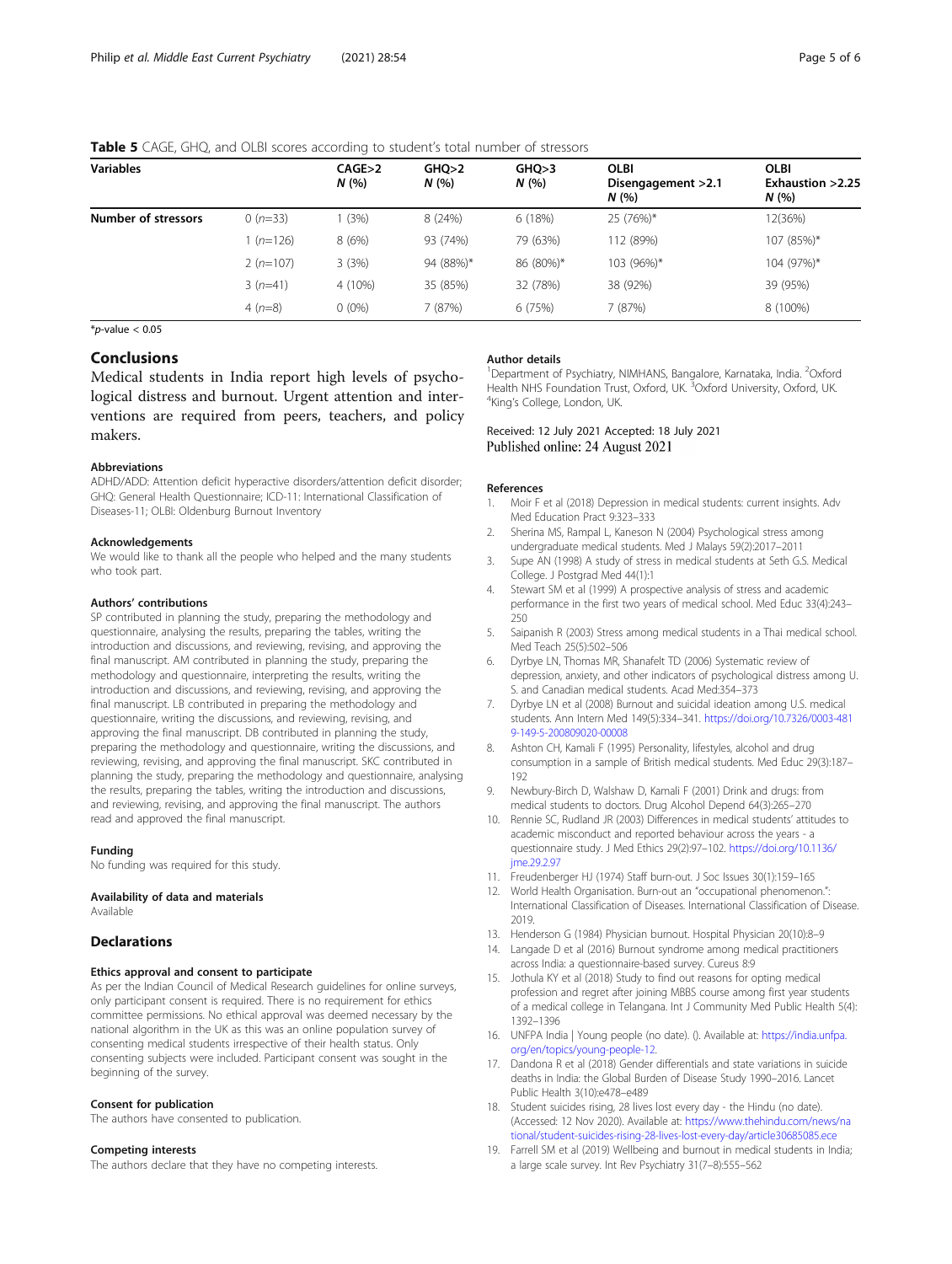**Table 5** CAGE, GHQ, and OLBI scores according to student's total number of stressors

| Variables | | CAGE>2 N (%) | GHQ>2 N (%) | GHQ>3 N (%) | OLBI Disengagement >2.1 N (%) | OLBI Exhaustion >2.25 N (%) |
|---|---|---|---|---|---|---|
| **Number of stressors** | 0 (n=33) | 1 (3%) | 8 (24%) | 6 (18%) | 25 (76%)* | 12(36%) |
| | 1 (n=126) | 8 (6%) | 93 (74%) | 79 (63%) | 112 (89%) | 107 (85%)* |
| | 2 (n=107) | 3 (3%) | 94 (88%)* | 86 (80%)* | 103 (96%)* | 104 (97%)* |
| | 3 (n=41) | 4 (10%) | 35 (85%) | 32 (78%) | 38 (92%) | 39 (95%) |
| | 4 (n=8) | 0 (0%) | 7 (87%) | 6 (75%) | 7 (87%) | 8 (100%) |

*p-value < 0.05

## Conclusions

Medical students in India report high levels of psychological distress and burnout. Urgent attention and interventions are required from peers, teachers, and policy makers.

### Abbreviations

ADHD/ADD: Attention deficit hyperactive disorders/attention deficit disorder; GHQ: General Health Questionnaire; ICD-11: International Classification of Diseases-11; OLBI: Oldenburg Burnout Inventory

### Acknowledgements

We would like to thank all the people who helped and the many students who took part.

### Authors' contributions

SP contributed in planning the study, preparing the methodology and questionnaire, analysing the results, preparing the tables, writing the introduction and discussions, and reviewing, revising, and approving the final manuscript. AM contributed in planning the study, preparing the methodology and questionnaire, interpreting the results, writing the introduction and discussions, and reviewing, revising, and approving the final manuscript. LB contributed in preparing the methodology and questionnaire, writing the discussions, and reviewing, revising, and approving the final manuscript. DB contributed in planning the study, preparing the methodology and questionnaire, writing the discussions, and reviewing, revising, and approving the final manuscript. SKC contributed in planning the study, preparing the methodology and questionnaire, analysing the results, preparing the tables, writing the introduction and discussions, and reviewing, revising, and approving the final manuscript. The authors read and approved the final manuscript.

### Funding

No funding was required for this study.

### Availability of data and materials

Available

## Declarations

### Ethics approval and consent to participate

As per the Indian Council of Medical Research guidelines for online surveys, only participant consent is required. There is no requirement for ethics committee permissions. No ethical approval was deemed necessary by the national algorithm in the UK as this was an online population survey of consenting medical students irrespective of their health status. Only consenting subjects were included. Participant consent was sought in the beginning of the survey.

### Consent for publication

The authors have consented to publication.

### Competing interests

The authors declare that they have no competing interests.

### Author details

[1]Department of Psychiatry, NIMHANS, Bangalore, Karnataka, India. [2]Oxford Health NHS Foundation Trust, Oxford, UK. [3]Oxford University, Oxford, UK. [4]King's College, London, UK.

Received: 12 July 2021 Accepted: 18 July 2021
Published online: 24 August 2021

### References

1. Moir F et al (2018) Depression in medical students: current insights. Adv Med Education Pract 9:323–333
2. Sherina MS, Rampal L, Kaneson N (2004) Psychological stress among undergraduate medical students. Med J Malays 59(2):2017–2011
3. Supe AN (1998) A study of stress in medical students at Seth G.S. Medical College. J Postgrad Med 44(1):1
4. Stewart SM et al (1999) A prospective analysis of stress and academic performance in the first two years of medical school. Med Educ 33(4):243–250
5. Saipanish R (2003) Stress among medical students in a Thai medical school. Med Teach 25(5):502–506
6. Dyrbye LN, Thomas MR, Shanafelt TD (2006) Systematic review of depression, anxiety, and other indicators of psychological distress among U. S. and Canadian medical students. Acad Med:354–373
7. Dyrbye LN et al (2008) Burnout and suicidal ideation among U.S. medical students. Ann Intern Med 149(5):334–341. https://doi.org/10.7326/0003-4819-149-5-200809020-00008
8. Ashton CH, Kamali F (1995) Personality, lifestyles, alcohol and drug consumption in a sample of British medical students. Med Educ 29(3):187–192
9. Newbury-Birch D, Walshaw D, Kamali F (2001) Drink and drugs: from medical students to doctors. Drug Alcohol Depend 64(3):265–270
10. Rennie SC, Rudland JR (2003) Differences in medical students' attitudes to academic misconduct and reported behaviour across the years - a questionnaire study. J Med Ethics 29(2):97–102. https://doi.org/10.1136/jme.29.2.97
11. Freudenberger HJ (1974) Staff burn-out. J Soc Issues 30(1):159–165
12. World Health Organisation. Burn-out an "occupational phenomenon.": International Classification of Diseases. International Classification of Disease. 2019.
13. Henderson G (1984) Physician burnout. Hospital Physician 20(10):8–9
14. Langade D et al (2016) Burnout syndrome among medical practitioners across India: a questionnaire-based survey. Cureus 8:9
15. Jothula KY et al (2018) Study to find out reasons for opting medical profession and regret after joining MBBS course among first year students of a medical college in Telangana. Int J Community Med Public Health 5(4): 1392–1396
16. UNFPA India | Young people (no date). (). Available at: https://india.unfpa.org/en/topics/young-people-12.
17. Dandona R et al (2018) Gender differentials and state variations in suicide deaths in India: the Global Burden of Disease Study 1990–2016. Lancet Public Health 3(10):e478–e489
18. Student suicides rising, 28 lives lost every day - the Hindu (no date). (Accessed: 12 Nov 2020). Available at: https://www.thehindu.com/news/national/student-suicides-rising-28-lives-lost-every-day/article30685085.ece
19. Farrell SM et al (2019) Wellbeing and burnout in medical students in India; a large scale survey. Int Rev Psychiatry 31(7–8):555–562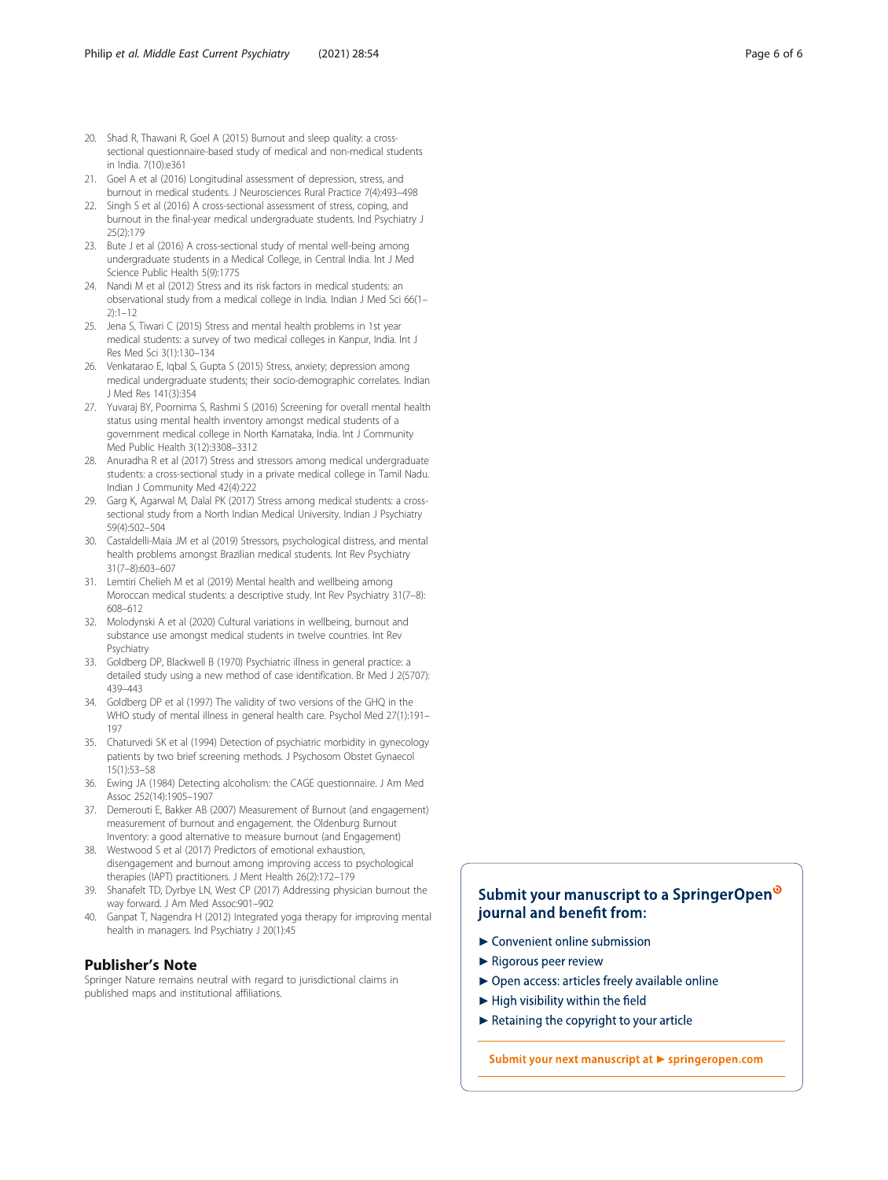20. Shad R, Thawani R, Goel A (2015) Burnout and sleep quality: a cross-sectional questionnaire-based study of medical and non-medical students in India. 7(10):e361
21. Goel A et al (2016) Longitudinal assessment of depression, stress, and burnout in medical students. J Neurosciences Rural Practice 7(4):493–498
22. Singh S et al (2016) A cross-sectional assessment of stress, coping, and burnout in the final-year medical undergraduate students. Ind Psychiatry J 25(2):179
23. Bute J et al (2016) A cross-sectional study of mental well-being among undergraduate students in a Medical College, in Central India. Int J Med Science Public Health 5(9):1775
24. Nandi M et al (2012) Stress and its risk factors in medical students: an observational study from a medical college in India. Indian J Med Sci 66(1–2):1–12
25. Jena S, Tiwari C (2015) Stress and mental health problems in 1st year medical students: a survey of two medical colleges in Kanpur, India. Int J Res Med Sci 3(1):130–134
26. Venkatarao E, Iqbal S, Gupta S (2015) Stress, anxiety; depression among medical undergraduate students; their socio-demographic correlates. Indian J Med Res 141(3):354
27. Yuvaraj BY, Poornima S, Rashmi S (2016) Screening for overall mental health status using mental health inventory amongst medical students of a government medical college in North Karnataka, India. Int J Community Med Public Health 3(12):3308–3312
28. Anuradha R et al (2017) Stress and stressors among medical undergraduate students: a cross-sectional study in a private medical college in Tamil Nadu. Indian J Community Med 42(4):222
29. Garg K, Agarwal M, Dalal PK (2017) Stress among medical students: a cross-sectional study from a North Indian Medical University. Indian J Psychiatry 59(4):502–504
30. Castaldelli-Maia JM et al (2019) Stressors, psychological distress, and mental health problems amongst Brazilian medical students. Int Rev Psychiatry 31(7–8):603–607
31. Lemtiri Chelieh M et al (2019) Mental health and wellbeing among Moroccan medical students: a descriptive study. Int Rev Psychiatry 31(7–8):608–612
32. Molodynski A et al (2020) Cultural variations in wellbeing, burnout and substance use amongst medical students in twelve countries. Int Rev Psychiatry
33. Goldberg DP, Blackwell B (1970) Psychiatric illness in general practice: a detailed study using a new method of case identification. Br Med J 2(5707):439–443
34. Goldberg DP et al (1997) The validity of two versions of the GHQ in the WHO study of mental illness in general health care. Psychol Med 27(1):191–197
35. Chaturvedi SK et al (1994) Detection of psychiatric morbidity in gynecology patients by two brief screening methods. J Psychosom Obstet Gynaecol 15(1):53–58
36. Ewing JA (1984) Detecting alcoholism: the CAGE questionnaire. J Am Med Assoc 252(14):1905–1907
37. Demerouti E, Bakker AB (2007) Measurement of Burnout (and engagement) measurement of burnout and engagement. the Oldenburg Burnout Inventory: a good alternative to measure burnout (and Engagement)
38. Westwood S et al (2017) Predictors of emotional exhaustion, disengagement and burnout among improving access to psychological therapies (IAPT) practitioners. J Ment Health 26(2):172–179
39. Shanafelt TD, Dyrbye LN, West CP (2017) Addressing physician burnout the way forward. J Am Med Assoc:901–902
40. Ganpat T, Nagendra H (2012) Integrated yoga therapy for improving mental health in managers. Ind Psychiatry J 20(1):45

## Publisher's Note

Springer Nature remains neutral with regard to jurisdictional claims in published maps and institutional affiliations.

**Submit your manuscript to a SpringerOpen journal and benefit from:**

- Convenient online submission
- Rigorous peer review
- Open access: articles freely available online
- High visibility within the field
- Retaining the copyright to your article

Submit your next manuscript at ► springeropen.com